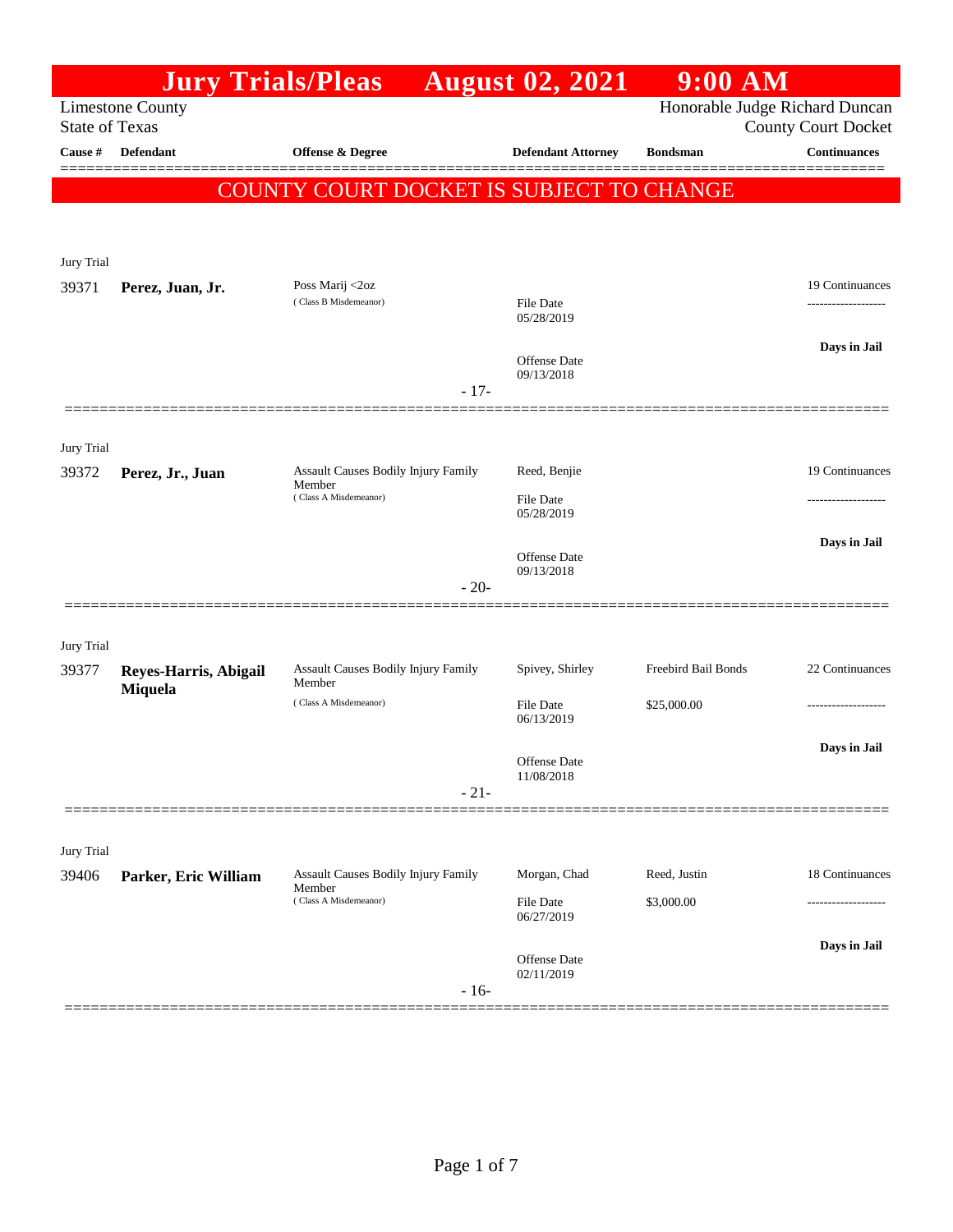# Jury Trials/Pleas August 02, 2021 9:00 AM

Limestone County
State of Texas

Honorable Judge Richard Duncan
County Court Docket

**COUNTY COURT DOCKET IS SUBJECT TO CHANGE**

| Cause # | Defendant | Offense & Degree | Defendant Attorney | Bondsman | Continuances |
|---|---|---|---|---|---|
| Jury Trial | | | | | |
| 39371 | **Perez, Juan, Jr.** | Poss Marij <2oz (Class B Misdemeanor) | File Date 05/28/2019; Offense Date 09/13/2018 | | 19 Continuances; Days in Jail |
| | | - 17- | | | |
| Jury Trial | | | | | |
| 39372 | **Perez, Jr., Juan** | Assault Causes Bodily Injury Family Member (Class A Misdemeanor) | Reed, Benjie; File Date 05/28/2019; Offense Date 09/13/2018 | | 19 Continuances; Days in Jail |
| | | - 20- | | | |
| Jury Trial | | | | | |
| 39377 | **Reyes-Harris, Abigail Miquela** | Assault Causes Bodily Injury Family Member (Class A Misdemeanor) | Spivey, Shirley; File Date 06/13/2019; Offense Date 11/08/2018 | Freebird Bail Bonds; $25,000.00 | 22 Continuances; Days in Jail |
| | | - 21- | | | |
| Jury Trial | | | | | |
| 39406 | **Parker, Eric William** | Assault Causes Bodily Injury Family Member (Class A Misdemeanor) | Morgan, Chad; File Date 06/27/2019; Offense Date 02/11/2019 | Reed, Justin; $3,000.00 | 18 Continuances; Days in Jail |
| | | - 16- | | | |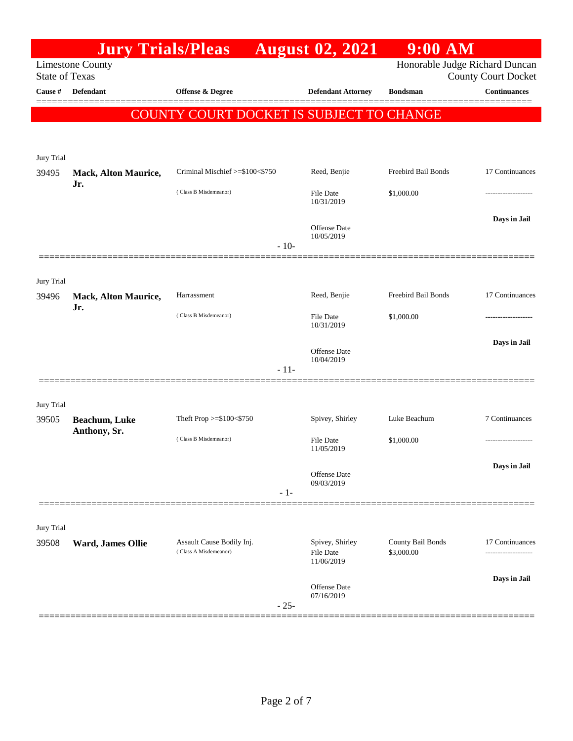# Jury Trials/Pleas August 02, 2021 9:00 AM

Limestone County
State of Texas

Honorable Judge Richard Duncan
County Court Docket

**COUNTY COURT DOCKET IS SUBJECT TO CHANGE**

| Cause # | Defendant | Offense & Degree | Defendant Attorney | Bondsman | Continuances |
|---|---|---|---|---|---|
| Jury Trial | | | | | |
| 39495 | **Mack, Alton Maurice, Jr.** | Criminal Mischief >=$100<$750 (Class B Misdemeanor) | Reed, Benjie<br>File Date 10/31/2019<br>Offense Date 10/05/2019 | Freebird Bail Bonds<br>$1,000.00 | 17 Continuances<br>-------------------<br>**Days in Jail** |
| | | - 10- | | | |
| Jury Trial | | | | | |
| 39496 | **Mack, Alton Maurice, Jr.** | Harrassment (Class B Misdemeanor) | Reed, Benjie<br>File Date 10/31/2019<br>Offense Date 10/04/2019 | Freebird Bail Bonds<br>$1,000.00 | 17 Continuances<br>-------------------<br>**Days in Jail** |
| | | - 11- | | | |
| Jury Trial | | | | | |
| 39505 | **Beachum, Luke Anthony, Sr.** | Theft Prop >=$100<$750 (Class B Misdemeanor) | Spivey, Shirley<br>File Date 11/05/2019<br>Offense Date 09/03/2019 | Luke Beachum<br>$1,000.00 | 7 Continuances<br>-------------------<br>**Days in Jail** |
| | | - 1- | | | |
| Jury Trial | | | | | |
| 39508 | **Ward, James Ollie** | Assault Cause Bodily Inj. (Class A Misdemeanor) | Spivey, Shirley<br>File Date 11/06/2019<br>Offense Date 07/16/2019 | County Bail Bonds<br>$3,000.00 | 17 Continuances<br>-------------------<br>**Days in Jail** |
| | | - 25- | | | |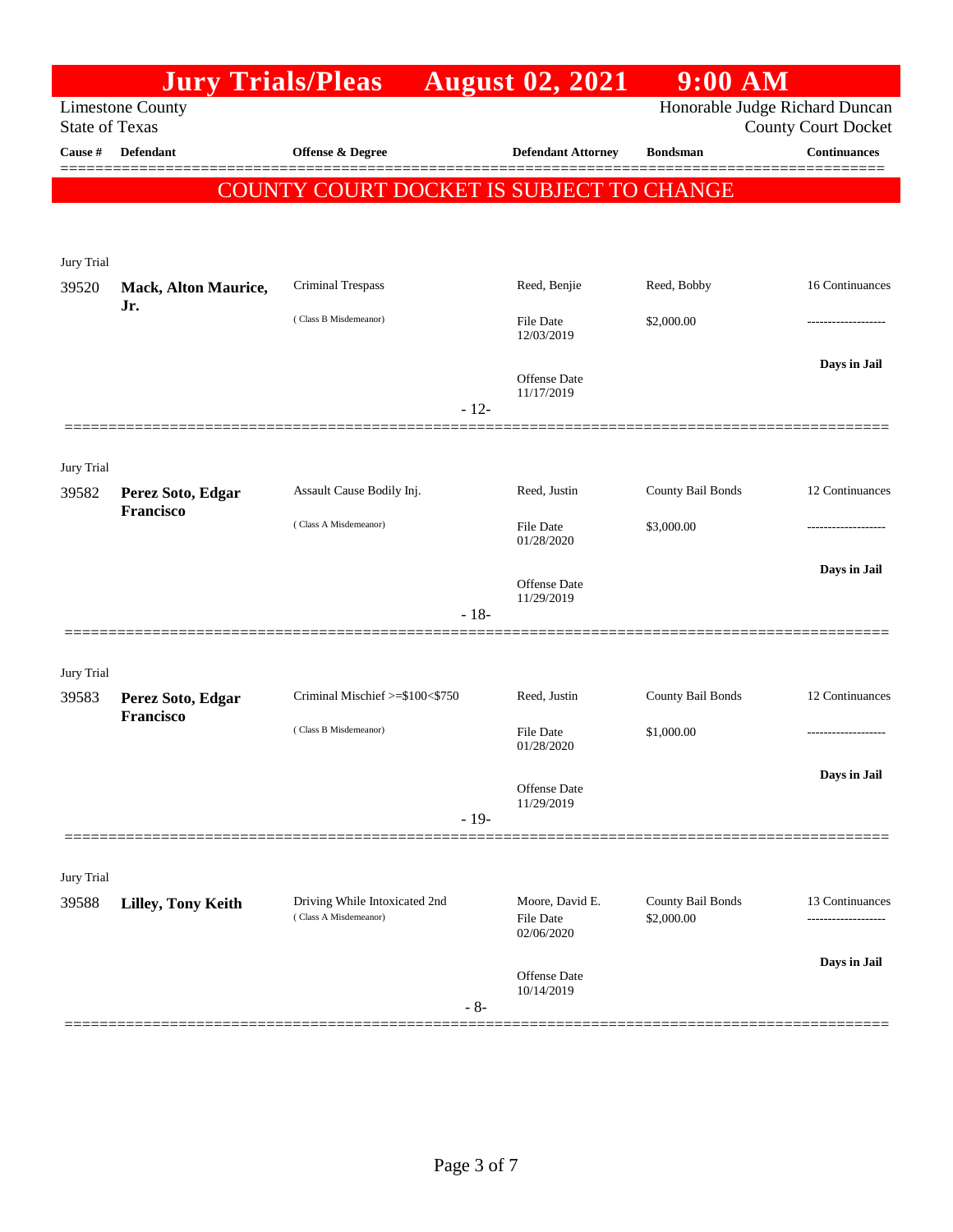# Jury Trials/Pleas August 02, 2021 9:00 AM

Limestone County
State of Texas

Honorable Judge Richard Duncan
County Court Docket

| Cause # | Defendant | Offense & Degree | Defendant Attorney | Bondsman | Continuances |
|---|---|---|---|---|---|

**COUNTY COURT DOCKET IS SUBJECT TO CHANGE**

Jury Trial

| Cause # | Defendant | Offense & Degree | Defendant Attorney | Bondsman | Continuances |
|---|---|---|---|---|---|
| 39520 | **Mack, Alton Maurice, Jr.** | Criminal Trespass (Class B Misdemeanor) | Reed, Benjie<br>File Date 12/03/2019<br>Offense Date 11/17/2019 | Reed, Bobby<br>$2,000.00 | 16 Continuances<br>-------------------<br>**Days in Jail** |

- 12-

Jury Trial

| Cause # | Defendant | Offense & Degree | Defendant Attorney | Bondsman | Continuances |
|---|---|---|---|---|---|
| 39582 | **Perez Soto, Edgar Francisco** | Assault Cause Bodily Inj. (Class A Misdemeanor) | Reed, Justin<br>File Date 01/28/2020<br>Offense Date 11/29/2019 | County Bail Bonds<br>$3,000.00 | 12 Continuances<br>-------------------<br>**Days in Jail** |

- 18-

Jury Trial

| Cause # | Defendant | Offense & Degree | Defendant Attorney | Bondsman | Continuances |
|---|---|---|---|---|---|
| 39583 | **Perez Soto, Edgar Francisco** | Criminal Mischief >=$100<$750 (Class B Misdemeanor) | Reed, Justin<br>File Date 01/28/2020<br>Offense Date 11/29/2019 | County Bail Bonds<br>$1,000.00 | 12 Continuances<br>-------------------<br>**Days in Jail** |

- 19-

Jury Trial

| Cause # | Defendant | Offense & Degree | Defendant Attorney | Bondsman | Continuances |
|---|---|---|---|---|---|
| 39588 | **Lilley, Tony Keith** | Driving While Intoxicated 2nd (Class A Misdemeanor) | Moore, David E.<br>File Date 02/06/2020<br>Offense Date 10/14/2019 | County Bail Bonds<br>$2,000.00 | 13 Continuances<br>-------------------<br>**Days in Jail** |

- 8-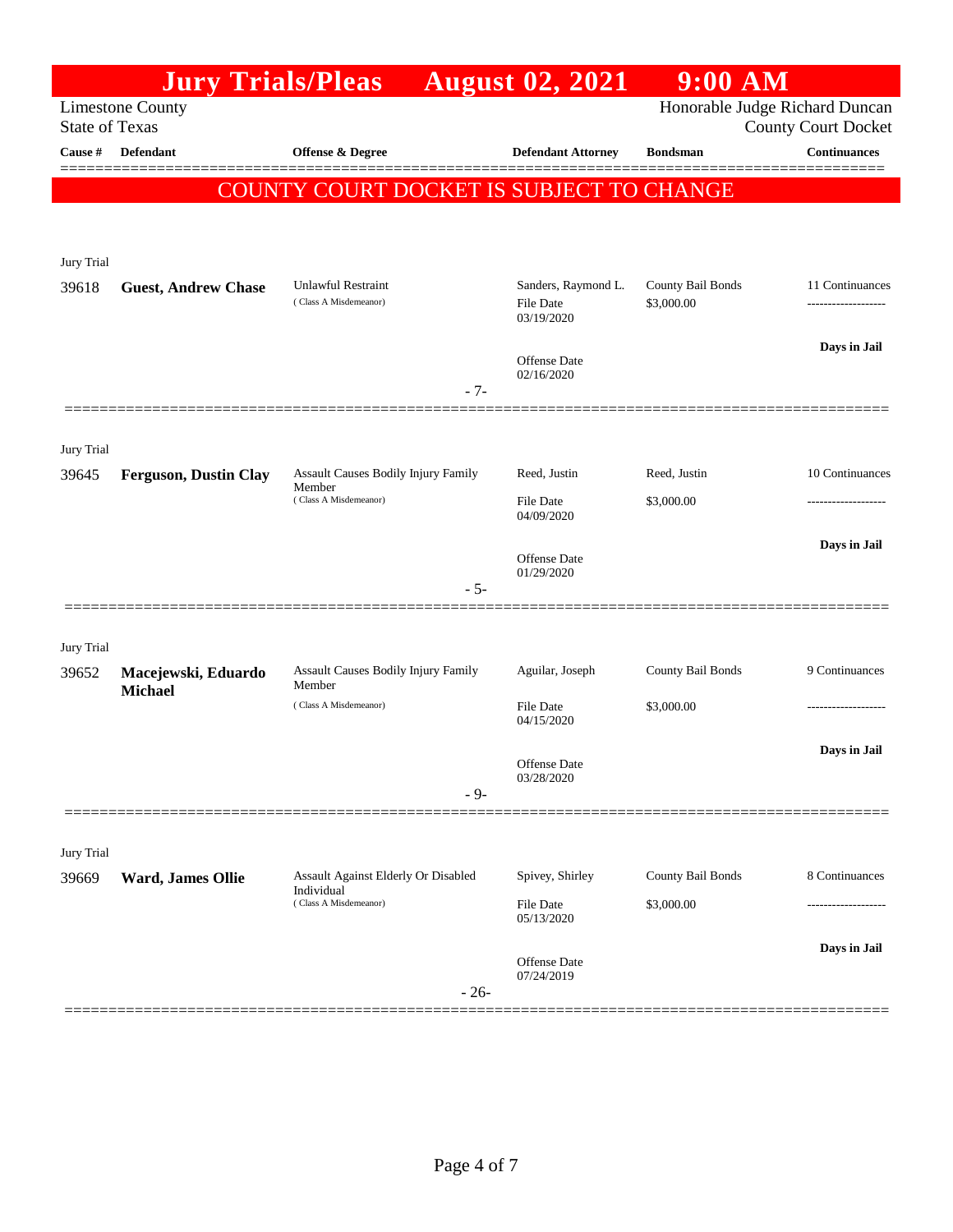# Jury Trials/Pleas August 02, 2021 9:00 AM

Limestone County
State of Texas

Honorable Judge Richard Duncan
County Court Docket

| Cause # | Defendant | Offense & Degree | Defendant Attorney | Bondsman | Continuances |
|---|---|---|---|---|---|

## COUNTY COURT DOCKET IS SUBJECT TO CHANGE

Jury Trial

| Cause # | Defendant | Offense & Degree | Defendant Attorney | Bondsman | Continuances |
|---|---|---|---|---|---|
| 39618 | **Guest, Andrew Chase** | Unlawful Restraint (Class A Misdemeanor) | Sanders, Raymond L. | County Bail Bonds | 11 Continuances |
| | | | File Date 03/19/2020 | $3,000.00 | ------------------- |
| | | | Offense Date 02/16/2020 | | **Days in Jail** |
| | | - 7- | | | |

Jury Trial

| Cause # | Defendant | Offense & Degree | Defendant Attorney | Bondsman | Continuances |
|---|---|---|---|---|---|
| 39645 | **Ferguson, Dustin Clay** | Assault Causes Bodily Injury Family Member (Class A Misdemeanor) | Reed, Justin | Reed, Justin | 10 Continuances |
| | | | File Date 04/09/2020 | $3,000.00 | ------------------- |
| | | | Offense Date 01/29/2020 | | **Days in Jail** |
| | | - 5- | | | |

Jury Trial

| Cause # | Defendant | Offense & Degree | Defendant Attorney | Bondsman | Continuances |
|---|---|---|---|---|---|
| 39652 | **Macejewski, Eduardo Michael** | Assault Causes Bodily Injury Family Member (Class A Misdemeanor) | Aguilar, Joseph | County Bail Bonds | 9 Continuances |
| | | | File Date 04/15/2020 | $3,000.00 | ------------------- |
| | | | Offense Date 03/28/2020 | | **Days in Jail** |
| | | - 9- | | | |

Jury Trial

| Cause # | Defendant | Offense & Degree | Defendant Attorney | Bondsman | Continuances |
|---|---|---|---|---|---|
| 39669 | **Ward, James Ollie** | Assault Against Elderly Or Disabled Individual (Class A Misdemeanor) | Spivey, Shirley | County Bail Bonds | 8 Continuances |
| | | | File Date 05/13/2020 | $3,000.00 | ------------------- |
| | | | Offense Date 07/24/2019 | | **Days in Jail** |
| | | - 26- | | | |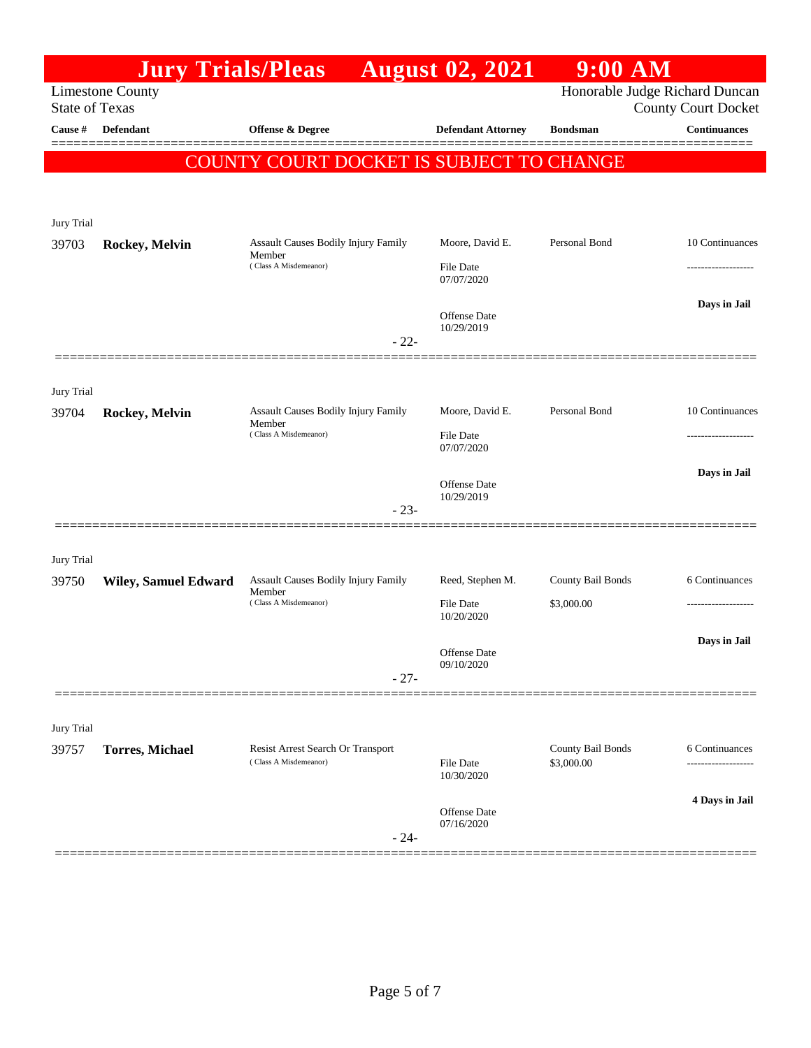# Jury Trials/Pleas August 02, 2021 9:00 AM

Limestone County
State of Texas

Honorable Judge Richard Duncan
County Court Docket

| Cause # | Defendant | Offense & Degree | Defendant Attorney | Bondsman | Continuances |
|---|---|---|---|---|---|

**COUNTY COURT DOCKET IS SUBJECT TO CHANGE**

Jury Trial

| Cause # | Defendant | Offense & Degree | Defendant Attorney | Bondsman | Continuances |
|---|---|---|---|---|---|
| 39703 | **Rockey, Melvin** | Assault Causes Bodily Injury Family Member (Class A Misdemeanor) | Moore, David E. | Personal Bond | 10 Continuances |
| | | | File Date 07/07/2020 | | ------------------- |
| | | | Offense Date 10/29/2019 | | **Days in Jail** |

- 22-

Jury Trial

| Cause # | Defendant | Offense & Degree | Defendant Attorney | Bondsman | Continuances |
|---|---|---|---|---|---|
| 39704 | **Rockey, Melvin** | Assault Causes Bodily Injury Family Member (Class A Misdemeanor) | Moore, David E. | Personal Bond | 10 Continuances |
| | | | File Date 07/07/2020 | | ------------------- |
| | | | Offense Date 10/29/2019 | | **Days in Jail** |

- 23-

Jury Trial

| Cause # | Defendant | Offense & Degree | Defendant Attorney | Bondsman | Continuances |
|---|---|---|---|---|---|
| 39750 | **Wiley, Samuel Edward** | Assault Causes Bodily Injury Family Member (Class A Misdemeanor) | Reed, Stephen M. | County Bail Bonds | 6 Continuances |
| | | | File Date 10/20/2020 | $3,000.00 | ------------------- |
| | | | Offense Date 09/10/2020 | | **Days in Jail** |

- 27-

Jury Trial

| Cause # | Defendant | Offense & Degree | Defendant Attorney | Bondsman | Continuances |
|---|---|---|---|---|---|
| 39757 | **Torres, Michael** | Resist Arrest Search Or Transport (Class A Misdemeanor) | | County Bail Bonds | 6 Continuances |
| | | | File Date 10/30/2020 | $3,000.00 | ------------------- |
| | | | Offense Date 07/16/2020 | | **4 Days in Jail** |

- 24-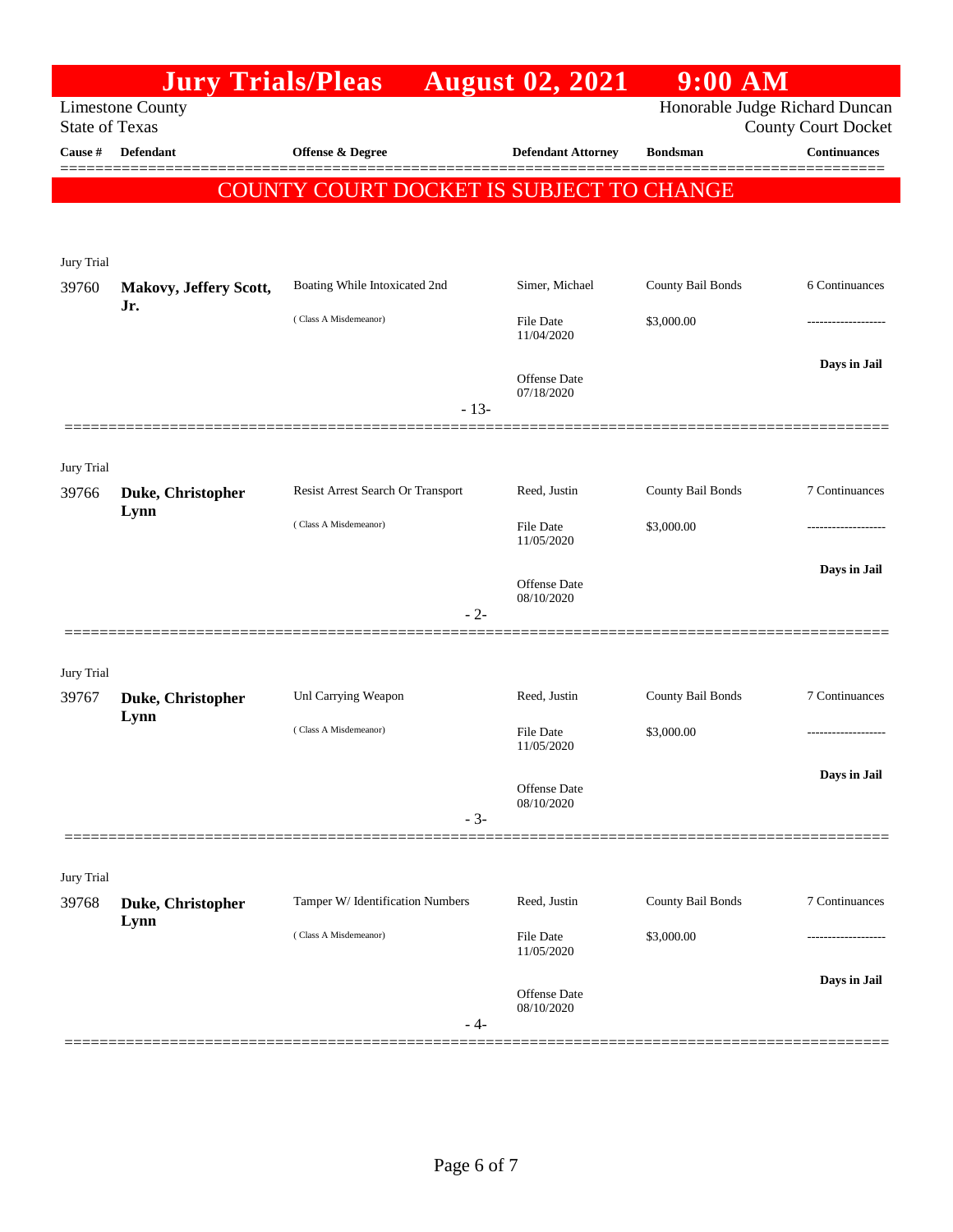# Jury Trials/Pleas August 02, 2021 9:00 AM

Limestone County
State of Texas

Honorable Judge Richard Duncan
County Court Docket

| Cause # | Defendant | Offense & Degree | Defendant Attorney | Bondsman | Continuances |
|---|---|---|---|---|---|

**COUNTY COURT DOCKET IS SUBJECT TO CHANGE**

Jury Trial

| 39760 | **Makovy, Jeffery Scott, Jr.** | Boating While Intoxicated 2nd | Simer, Michael | County Bail Bonds | 6 Continuances |
|---|---|---|---|---|---|
| | | ( Class A Misdemeanor) | File Date 11/04/2020 | $3,000.00 | ------------------- |
| | | | Offense Date 07/18/2020 | | **Days in Jail** |

- 13-

Jury Trial

| 39766 | **Duke, Christopher Lynn** | Resist Arrest Search Or Transport | Reed, Justin | County Bail Bonds | 7 Continuances |
|---|---|---|---|---|---|
| | | ( Class A Misdemeanor) | File Date 11/05/2020 | $3,000.00 | ------------------- |
| | | | Offense Date 08/10/2020 | | **Days in Jail** |

- 2-

Jury Trial

| 39767 | **Duke, Christopher Lynn** | Unl Carrying Weapon | Reed, Justin | County Bail Bonds | 7 Continuances |
|---|---|---|---|---|---|
| | | ( Class A Misdemeanor) | File Date 11/05/2020 | $3,000.00 | ------------------- |
| | | | Offense Date 08/10/2020 | | **Days in Jail** |

- 3-

Jury Trial

| 39768 | **Duke, Christopher Lynn** | Tamper W/ Identification Numbers | Reed, Justin | County Bail Bonds | 7 Continuances |
|---|---|---|---|---|---|
| | | ( Class A Misdemeanor) | File Date 11/05/2020 | $3,000.00 | ------------------- |
| | | | Offense Date 08/10/2020 | | **Days in Jail** |

- 4-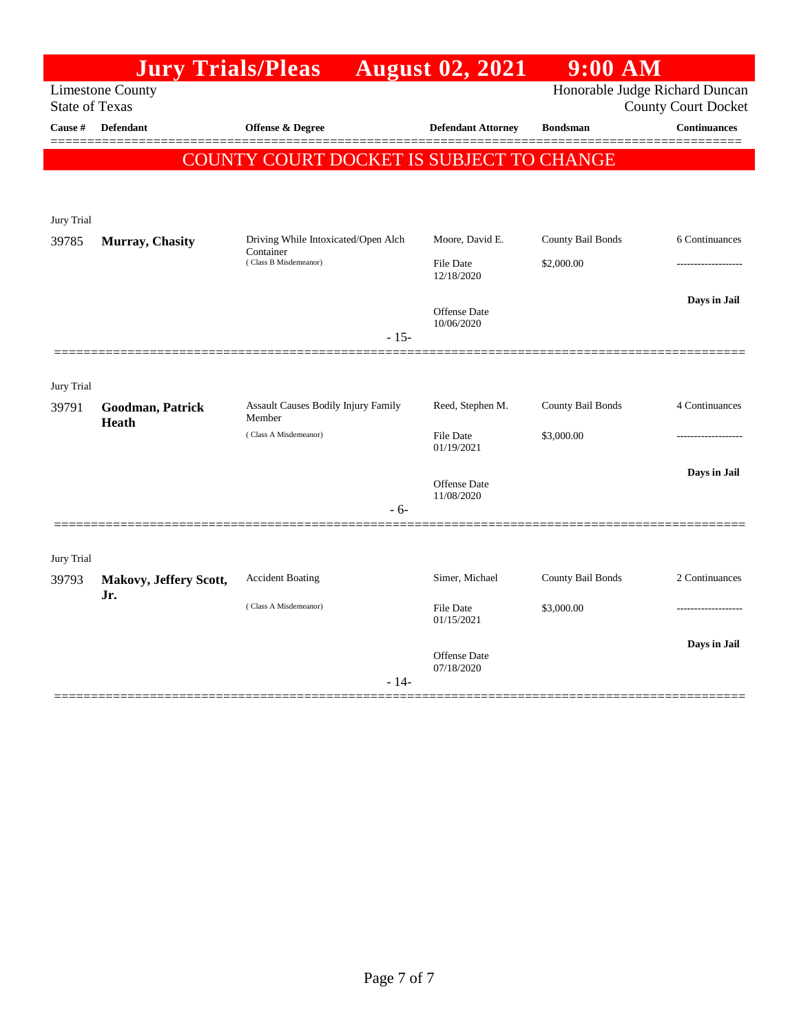# Jury Trials/Pleas August 02, 2021 9:00 AM

Limestone County
State of Texas

Honorable Judge Richard Duncan
County Court Docket

| Cause # | Defendant | Offense & Degree | Defendant Attorney | Bondsman | Continuances |
|---|---|---|---|---|---|

**COUNTY COURT DOCKET IS SUBJECT TO CHANGE**

Jury Trial

| Cause # | Defendant | Offense & Degree | Defendant Attorney | Bondsman | Continuances |
|---|---|---|---|---|---|
| 39785 | **Murray, Chasity** | Driving While Intoxicated/Open Alch Container (Class B Misdemeanor) | Moore, David E. | County Bail Bonds | 6 Continuances |
| | | | File Date 12/18/2020 | $2,000.00 | ------------------- |
| | | | Offense Date 10/06/2020 | | **Days in Jail** |
| | | - 15- | | | |

Jury Trial

| Cause # | Defendant | Offense & Degree | Defendant Attorney | Bondsman | Continuances |
|---|---|---|---|---|---|
| 39791 | **Goodman, Patrick Heath** | Assault Causes Bodily Injury Family Member (Class A Misdemeanor) | Reed, Stephen M. | County Bail Bonds | 4 Continuances |
| | | | File Date 01/19/2021 | $3,000.00 | ------------------- |
| | | | Offense Date 11/08/2020 | | **Days in Jail** |
| | | - 6- | | | |

Jury Trial

| Cause # | Defendant | Offense & Degree | Defendant Attorney | Bondsman | Continuances |
|---|---|---|---|---|---|
| 39793 | **Makovy, Jeffery Scott, Jr.** | Accident Boating (Class A Misdemeanor) | Simer, Michael | County Bail Bonds | 2 Continuances |
| | | | File Date 01/15/2021 | $3,000.00 | ------------------- |
| | | | Offense Date 07/18/2020 | | **Days in Jail** |
| | | - 14- | | | |